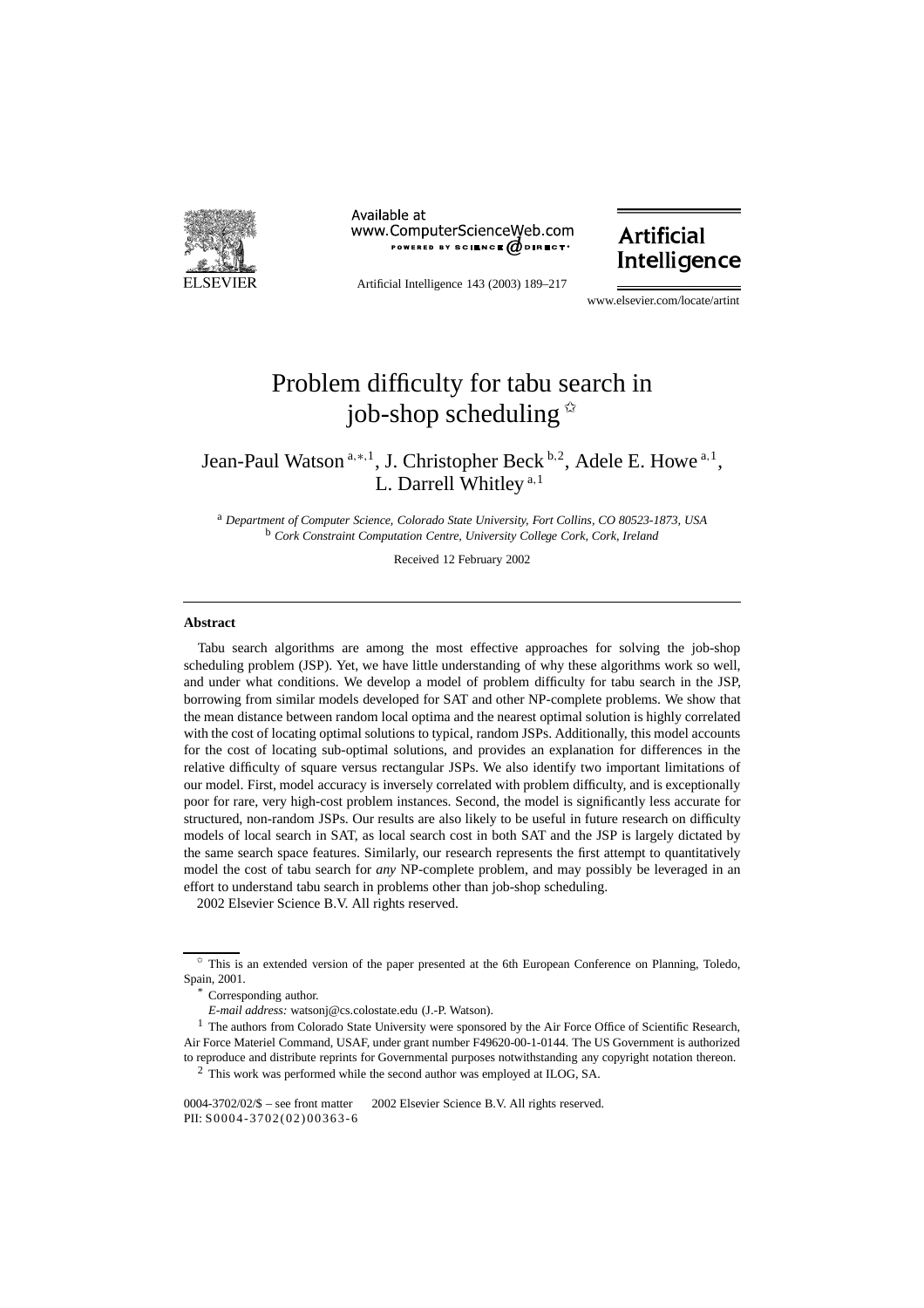# Problem difficulty for tabu search in job-shop scheduling [☆]

Jean-Paul Watson [a,*,1], J. Christopher Beck [b,2], Adele E. Howe [a,1], L. Darrell Whitley [a,1]

[a] *Department of Computer Science, Colorado State University, Fort Collins, CO 80523-1873, USA*
[b] *Cork Constraint Computation Centre, University College Cork, Cork, Ireland*

Received 12 February 2002

---

## Abstract

Tabu search algorithms are among the most effective approaches for solving the job-shop scheduling problem (JSP). Yet, we have little understanding of why these algorithms work so well, and under what conditions. We develop a model of problem difficulty for tabu search in the JSP, borrowing from similar models developed for SAT and other NP-complete problems. We show that the mean distance between random local optima and the nearest optimal solution is highly correlated with the cost of locating optimal solutions to typical, random JSPs. Additionally, this model accounts for the cost of locating sub-optimal solutions, and provides an explanation for differences in the relative difficulty of square versus rectangular JSPs. We also identify two important limitations of our model. First, model accuracy is inversely correlated with problem difficulty, and is exceptionally poor for rare, very high-cost problem instances. Second, the model is significantly less accurate for structured, non-random JSPs. Our results are also likely to be useful in future research on difficulty models of local search in SAT, as local search cost in both SAT and the JSP is largely dictated by the same search space features. Similarly, our research represents the first attempt to quantitatively model the cost of tabu search for *any* NP-complete problem, and may possibly be leveraged in an effort to understand tabu search in problems other than job-shop scheduling.

© 2002 Elsevier Science B.V. All rights reserved.

---

[☆] This is an extended version of the paper presented at the 6th European Conference on Planning, Toledo, Spain, 2001.

[*] Corresponding author.

*E-mail address:* watsonj@cs.colostate.edu (J.-P. Watson).

[1] The authors from Colorado State University were sponsored by the Air Force Office of Scientific Research, Air Force Materiel Command, USAF, under grant number F49620-00-1-0144. The US Government is authorized to reproduce and distribute reprints for Governmental purposes notwithstanding any copyright notation thereon.

[2] This work was performed while the second author was employed at ILOG, SA.

0004-3702/02/$ – see front matter © 2002 Elsevier Science B.V. All rights reserved.
PII: S0004-3702(02)00363-6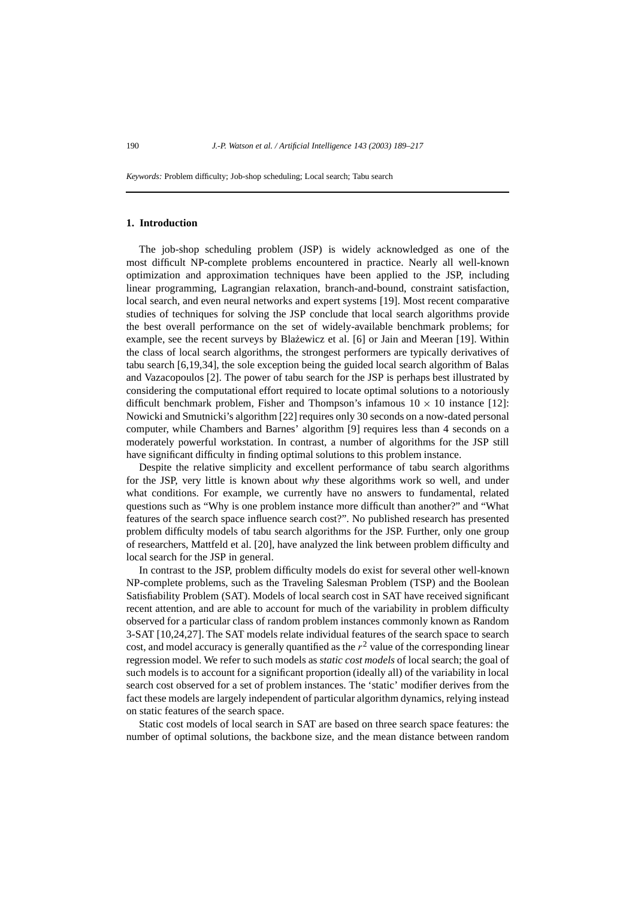*Keywords:* Problem difficulty; Job-shop scheduling; Local search; Tabu search

## 1. Introduction

The job-shop scheduling problem (JSP) is widely acknowledged as one of the most difficult NP-complete problems encountered in practice. Nearly all well-known optimization and approximation techniques have been applied to the JSP, including linear programming, Lagrangian relaxation, branch-and-bound, constraint satisfaction, local search, and even neural networks and expert systems [19]. Most recent comparative studies of techniques for solving the JSP conclude that local search algorithms provide the best overall performance on the set of widely-available benchmark problems; for example, see the recent surveys by Blażewicz et al. [6] or Jain and Meeran [19]. Within the class of local search algorithms, the strongest performers are typically derivatives of tabu search [6,19,34], the sole exception being the guided local search algorithm of Balas and Vazacopoulos [2]. The power of tabu search for the JSP is perhaps best illustrated by considering the computational effort required to locate optimal solutions to a notoriously difficult benchmark problem, Fisher and Thompson's infamous $10 \times 10$ instance [12]: Nowicki and Smutnicki's algorithm [22] requires only 30 seconds on a now-dated personal computer, while Chambers and Barnes' algorithm [9] requires less than 4 seconds on a moderately powerful workstation. In contrast, a number of algorithms for the JSP still have significant difficulty in finding optimal solutions to this problem instance.

Despite the relative simplicity and excellent performance of tabu search algorithms for the JSP, very little is known about *why* these algorithms work so well, and under what conditions. For example, we currently have no answers to fundamental, related questions such as "Why is one problem instance more difficult than another?" and "What features of the search space influence search cost?". No published research has presented problem difficulty models of tabu search algorithms for the JSP. Further, only one group of researchers, Mattfeld et al. [20], have analyzed the link between problem difficulty and local search for the JSP in general.

In contrast to the JSP, problem difficulty models do exist for several other well-known NP-complete problems, such as the Traveling Salesman Problem (TSP) and the Boolean Satisfiability Problem (SAT). Models of local search cost in SAT have received significant recent attention, and are able to account for much of the variability in problem difficulty observed for a particular class of random problem instances commonly known as Random 3-SAT [10,24,27]. The SAT models relate individual features of the search space to search cost, and model accuracy is generally quantified as the $r^2$ value of the corresponding linear regression model. We refer to such models as *static cost models* of local search; the goal of such models is to account for a significant proportion (ideally all) of the variability in local search cost observed for a set of problem instances. The 'static' modifier derives from the fact these models are largely independent of particular algorithm dynamics, relying instead on static features of the search space.

Static cost models of local search in SAT are based on three search space features: the number of optimal solutions, the backbone size, and the mean distance between random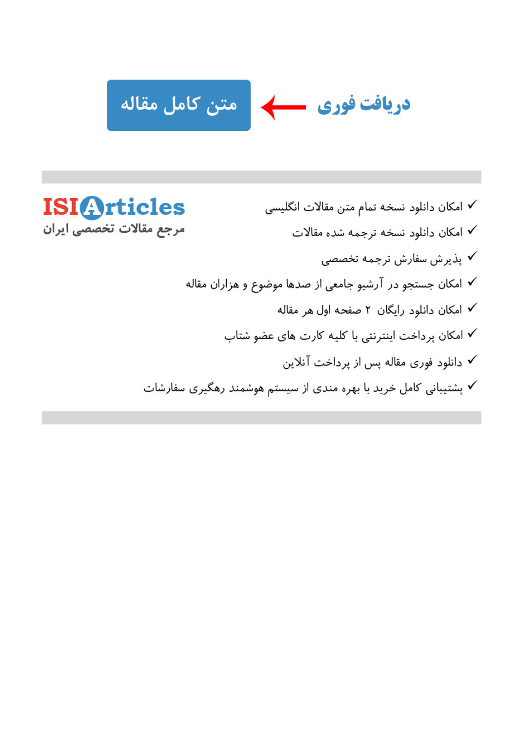دریافت فوری ← متن کامل مقاله

**ISIArticles**
مرجع مقالات تخصصی ایران

- ✓ امکان دانلود نسخه تمام متن مقالات انگلیسی
- ✓ امکان دانلود نسخه ترجمه شده مقالات
- ✓ پذیرش سفارش ترجمه تخصصی
- ✓ امکان جستجو در آرشیو جامعی از صدها موضوع و هزاران مقاله
- ✓ امکان دانلود رایگان ۲ صفحه اول هر مقاله
- ✓ امکان پرداخت اینترنتی با کلیه کارت های عضو شتاب
- ✓ دانلود فوری مقاله پس از پرداخت آنلاین
- ✓ پشتیبانی کامل خرید با بهره مندی از سیستم هوشمند رهگیری سفارشات